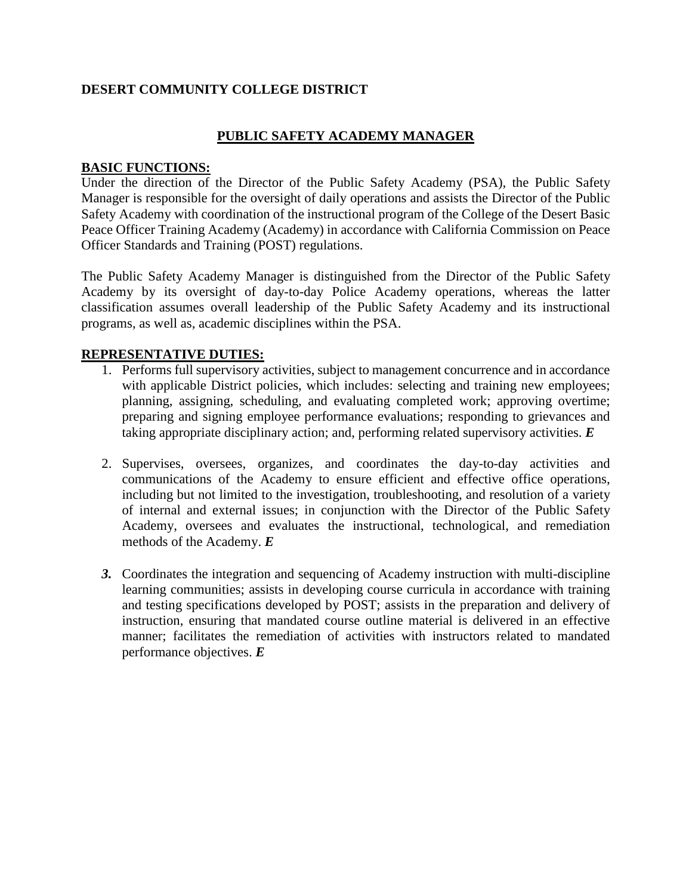**DESERT COMMUNITY COLLEGE DISTRICT**

# PUBLIC SAFETY ACADEMY MANAGER

## BASIC FUNCTIONS:

Under the direction of the Director of the Public Safety Academy (PSA), the Public Safety Manager is responsible for the oversight of daily operations and assists the Director of the Public Safety Academy with coordination of the instructional program of the College of the Desert Basic Peace Officer Training Academy (Academy) in accordance with California Commission on Peace Officer Standards and Training (POST) regulations.

The Public Safety Academy Manager is distinguished from the Director of the Public Safety Academy by its oversight of day-to-day Police Academy operations, whereas the latter classification assumes overall leadership of the Public Safety Academy and its instructional programs, as well as, academic disciplines within the PSA.

## REPRESENTATIVE DUTIES:

1. Performs full supervisory activities, subject to management concurrence and in accordance with applicable District policies, which includes: selecting and training new employees; planning, assigning, scheduling, and evaluating completed work; approving overtime; preparing and signing employee performance evaluations; responding to grievances and taking appropriate disciplinary action; and, performing related supervisory activities. ***E***

2. Supervises, oversees, organizes, and coordinates the day-to-day activities and communications of the Academy to ensure efficient and effective office operations, including but not limited to the investigation, troubleshooting, and resolution of a variety of internal and external issues; in conjunction with the Director of the Public Safety Academy, oversees and evaluates the instructional, technological, and remediation methods of the Academy. ***E***

3. Coordinates the integration and sequencing of Academy instruction with multi-discipline learning communities; assists in developing course curricula in accordance with training and testing specifications developed by POST; assists in the preparation and delivery of instruction, ensuring that mandated course outline material is delivered in an effective manner; facilitates the remediation of activities with instructors related to mandated performance objectives. ***E***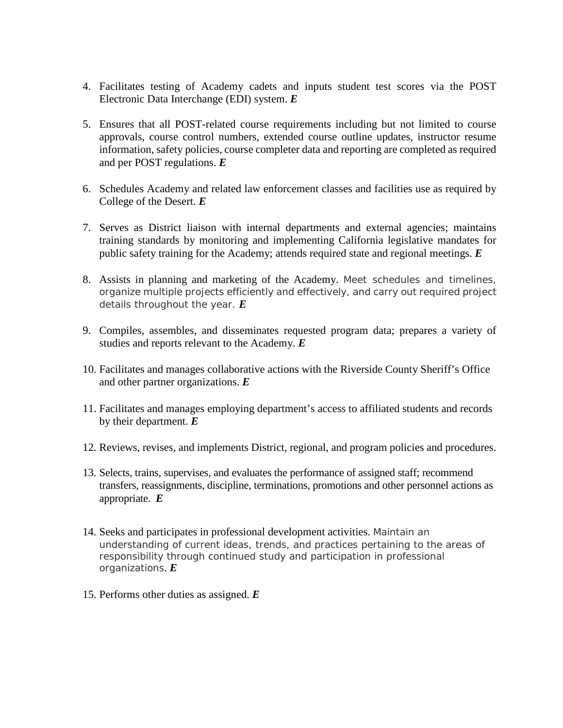4. Facilitates testing of Academy cadets and inputs student test scores via the POST Electronic Data Interchange (EDI) system. ***E***

5. Ensures that all POST-related course requirements including but not limited to course approvals, course control numbers, extended course outline updates, instructor resume information, safety policies, course completer data and reporting are completed as required and per POST regulations. ***E***

6. Schedules Academy and related law enforcement classes and facilities use as required by College of the Desert. ***E***

7. Serves as District liaison with internal departments and external agencies; maintains training standards by monitoring and implementing California legislative mandates for public safety training for the Academy; attends required state and regional meetings. ***E***

8. Assists in planning and marketing of the Academy. Meet schedules and timelines, organize multiple projects efficiently and effectively, and carry out required project details throughout the year. ***E***

9. Compiles, assembles, and disseminates requested program data; prepares a variety of studies and reports relevant to the Academy. ***E***

10. Facilitates and manages collaborative actions with the Riverside County Sheriff's Office and other partner organizations. ***E***

11. Facilitates and manages employing department's access to affiliated students and records by their department. ***E***

12. Reviews, revises, and implements District, regional, and program policies and procedures.

13. Selects, trains, supervises, and evaluates the performance of assigned staff; recommend transfers, reassignments, discipline, terminations, promotions and other personnel actions as appropriate. ***E***

14. Seeks and participates in professional development activities. Maintain an understanding of current ideas, trends, and practices pertaining to the areas of responsibility through continued study and participation in professional organizations. ***E***

15. Performs other duties as assigned. ***E***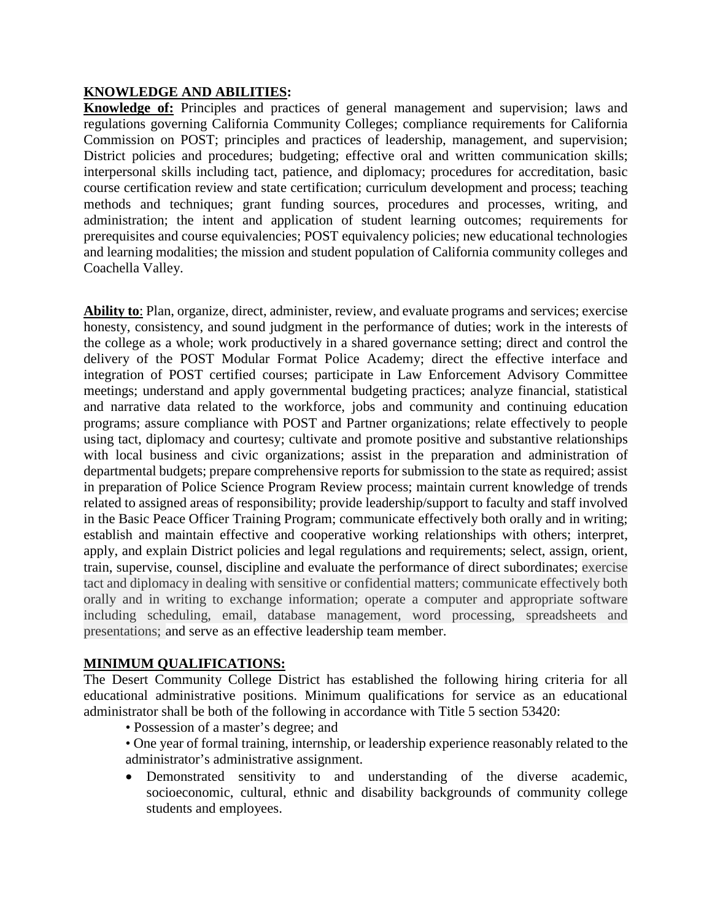## KNOWLEDGE AND ABILITIES:

**Knowledge of:** Principles and practices of general management and supervision; laws and regulations governing California Community Colleges; compliance requirements for California Commission on POST; principles and practices of leadership, management, and supervision; District policies and procedures; budgeting; effective oral and written communication skills; interpersonal skills including tact, patience, and diplomacy; procedures for accreditation, basic course certification review and state certification; curriculum development and process; teaching methods and techniques; grant funding sources, procedures and processes, writing, and administration; the intent and application of student learning outcomes; requirements for prerequisites and course equivalencies; POST equivalency policies; new educational technologies and learning modalities; the mission and student population of California community colleges and Coachella Valley.

**Ability to**: Plan, organize, direct, administer, review, and evaluate programs and services; exercise honesty, consistency, and sound judgment in the performance of duties; work in the interests of the college as a whole; work productively in a shared governance setting; direct and control the delivery of the POST Modular Format Police Academy; direct the effective interface and integration of POST certified courses; participate in Law Enforcement Advisory Committee meetings; understand and apply governmental budgeting practices; analyze financial, statistical and narrative data related to the workforce, jobs and community and continuing education programs; assure compliance with POST and Partner organizations; relate effectively to people using tact, diplomacy and courtesy; cultivate and promote positive and substantive relationships with local business and civic organizations; assist in the preparation and administration of departmental budgets; prepare comprehensive reports for submission to the state as required; assist in preparation of Police Science Program Review process; maintain current knowledge of trends related to assigned areas of responsibility; provide leadership/support to faculty and staff involved in the Basic Peace Officer Training Program; communicate effectively both orally and in writing; establish and maintain effective and cooperative working relationships with others; interpret, apply, and explain District policies and legal regulations and requirements; select, assign, orient, train, supervise, counsel, discipline and evaluate the performance of direct subordinates; exercise tact and diplomacy in dealing with sensitive or confidential matters; communicate effectively both orally and in writing to exchange information; operate a computer and appropriate software including scheduling, email, database management, word processing, spreadsheets and presentations; and serve as an effective leadership team member.

## MINIMUM QUALIFICATIONS:

The Desert Community College District has established the following hiring criteria for all educational administrative positions. Minimum qualifications for service as an educational administrator shall be both of the following in accordance with Title 5 section 53420:

- Possession of a master's degree; and
- One year of formal training, internship, or leadership experience reasonably related to the administrator's administrative assignment.
- Demonstrated sensitivity to and understanding of the diverse academic, socioeconomic, cultural, ethnic and disability backgrounds of community college students and employees.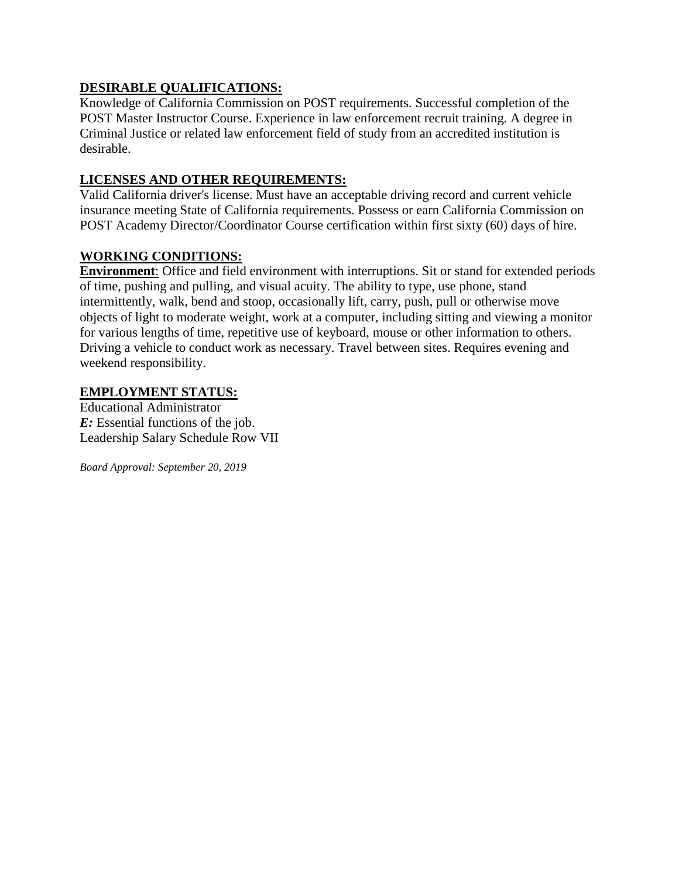**DESIRABLE QUALIFICATIONS:**

Knowledge of California Commission on POST requirements. Successful completion of the POST Master Instructor Course. Experience in law enforcement recruit training. A degree in Criminal Justice or related law enforcement field of study from an accredited institution is desirable.

**LICENSES AND OTHER REQUIREMENTS:**

Valid California driver's license. Must have an acceptable driving record and current vehicle insurance meeting State of California requirements. Possess or earn California Commission on POST Academy Director/Coordinator Course certification within first sixty (60) days of hire.

**WORKING CONDITIONS:**

**Environment**: Office and field environment with interruptions. Sit or stand for extended periods of time, pushing and pulling, and visual acuity. The ability to type, use phone, stand intermittently, walk, bend and stoop, occasionally lift, carry, push, pull or otherwise move objects of light to moderate weight, work at a computer, including sitting and viewing a monitor for various lengths of time, repetitive use of keyboard, mouse or other information to others. Driving a vehicle to conduct work as necessary. Travel between sites. Requires evening and weekend responsibility.

**EMPLOYMENT STATUS:**

Educational Administrator
***E:*** Essential functions of the job.
Leadership Salary Schedule Row VII

*Board Approval: September 20, 2019*